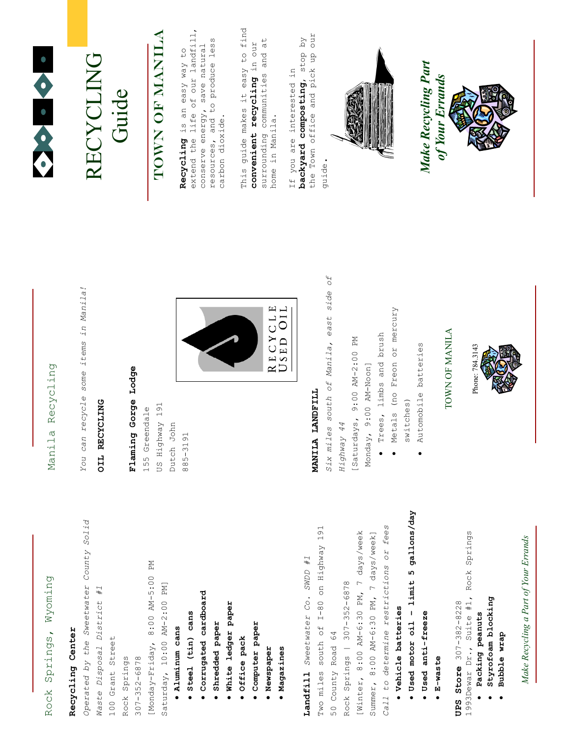## Rock Springs, Wyoming

**Recycling Center**

*Operated by the Sweetwater County Solid Waste Disposal District #1*

100 Grant Street

Rock Springs

307-352-6878

[Monday-Friday, 8:00 AM-5:00 PM

Saturday, 10:00 AM-2:00 PM]

- **Aluminum cans**
- **Steel (tin) cans**
- **Corrugated cardboard**
- **Shredded paper**
- **White ledger paper**
- **Office pack**
- **Computer paper**
- **Newspaper**
- **Magazines**

**Landfill** *Sweetwater Co. SWDD #1*

Two miles south of I-80 on Highway 191

50 County Road 64

Rock Springs | 307-352-6878

[Winter, 8:00 AM-6:30 PM, 7 days/week

Summer, 8:00 AM-6:30 PM, 7 days/week]

*Call to determine restrictions or fees*

- **Vehicle batteries**
- **Used motor oil - limit 5 gallons/day**
- **Used anti-freeze**
- **E-waste**

**UPS Store** 307-382-8228

1993Dewar Dr., Suite #1, Rock Springs

- **Packing peanuts**
- **Styrofoam blocking**
- **Bubble wrap**

*Make Recycling a Part of Your Errands*

## Manila Recycling

*You can recycle some items in Manila!*

**OIL RECYCLING**

**Flaming Gorge Lodge**

155 Greendale

US Highway 191

Dutch John

885-3191

RECYCLE USED OIL

**MANILA LANDFILL**

*Six miles south of Manila, east side of Highway 44*

[Saturdays, 9:00 AM-2:00 PM

Monday, 9:00 AM-Noon]

- Trees, limbs and brush
- Metals (no Freon or mercury switches)
- Automobile batteries

TOWN OF MANILA

Phone: 784.3143

# RECYCLING Guide

## TOWN OF MANILA

**Recycling** is an easy way to extend the life of our landfill, conserve energy, save natural resources, and to produce less carbon dioxide.

This guide makes it easy to find **convenient recycling** in our surrounding communities and at home in Manila.

If you are interested in **backyard composting**, stop by the Town office and pick up our guide.

*Make Recycling Part of Your Errands*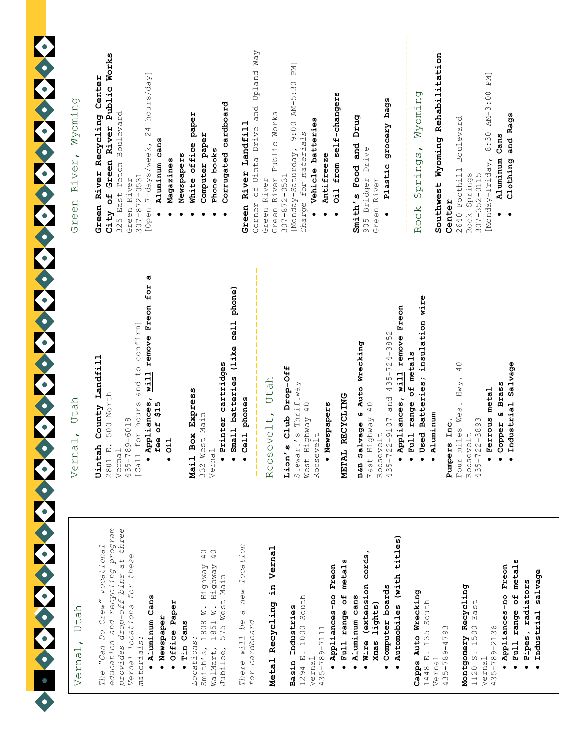## Vernal, Utah

*The "Can Do Crew" vocational education and recycling program provides drop-off bins at three Vernal locations for these materials:*

- **Aluminum Cans**
- **Newspaper**
- **Office Paper**
- **Tin Cans**

*Locations:*
Smith's, 1808 W. Highway 40
WalMart, 1851 W. Highway 40
Jubilee, 575 West Main

*There will be a new location for cardboard*

### Metal Recycling in Vernal

**Basin Industries**
1294 E. 1000 South
Vernal
435-789-7111

- **Appliances-no Freon**
- **Full range of metals**
- **Aluminum cans**
- **Wire (extension cords, Xmas lights)**
- **Computer boards**
- **Automobiles (with titles)**

**Capps Auto Wrecking**
1448 E. 135 South
Vernal
435-789-4793

**Montgomery Recycling**
1120 S. 1500 East
Vernal
435-789-2136

- **Appliances-no Freon**
- **Full range of metals**
- **Pipes, radiators**
- **Industrial salvage**

## Vernal, Utah

**Uintah County Landfill**
2801 E. 500 North
Vernal
435-789-6018
[Call for hours and to confirm]

- **Appliances, will remove Freon for a fee of $15**
- **Oil**

**Mail Box Express**
332 West Main
Vernal

- **Printer cartridges**
- **Small batteries (like cell phone)**
- **Cell phones**

## Roosevelt, Utah

**Lion's Club Drop-Off**
Stewart's Thriftway
West Highway 40
Roosevelt

- **Newspapers**

### METAL RECYCLING

**B&B Salvage & Auto Wrecking**
East Highway 40
Roosevelt
435-722-9107 and 435-724-3852

- **Appliances, will remove Freon**
- **Full range of metals**
- **Used Batteries; insulation wire**
- **Aluminum**

**Pumpers Inc.**
Four miles West Hwy. 40
Roosevelt
435-722-3893

- **Ferrous metal**
- **Copper & Brass**
- **Industrial Salvage**

## Green River, Wyoming

**Green River Recycling Center**
**City of Green River Public Works**
325 East Teton Boulevard
Green River
307-872-0531
[Open 7-days/week, 24 hours/day]

- **Aluminum cans**
- **Magazines**
- **Newspapers**
- **White office paper**
- **Computer paper**
- **Phone books**
- **Corrugated cardboard**

**Green River Landfill**
Corner of Uinta Drive and Upland Way
Green River
Green River Public Works
307-872-0531
[Monday-Saturday, 9:00 AM-5:30 PM]
*Charge for materials*

- **Vehicle batteries**
- **Antifreeze**
- **Oil from self-changers**

**Smith's Food and Drug**
905 Bridger Drive
Green River

- **Plastic grocery bags**

## Rock Springs, Wyoming

**Southwest Wyoming Rehabilitation Center**
2640 Foothill Boulevard
Rock Springs
307-352-0115
[Monday-Friday, 8:30 AM-3:00 PM]

- **Aluminum Cans**
- **Clothing and Rags**